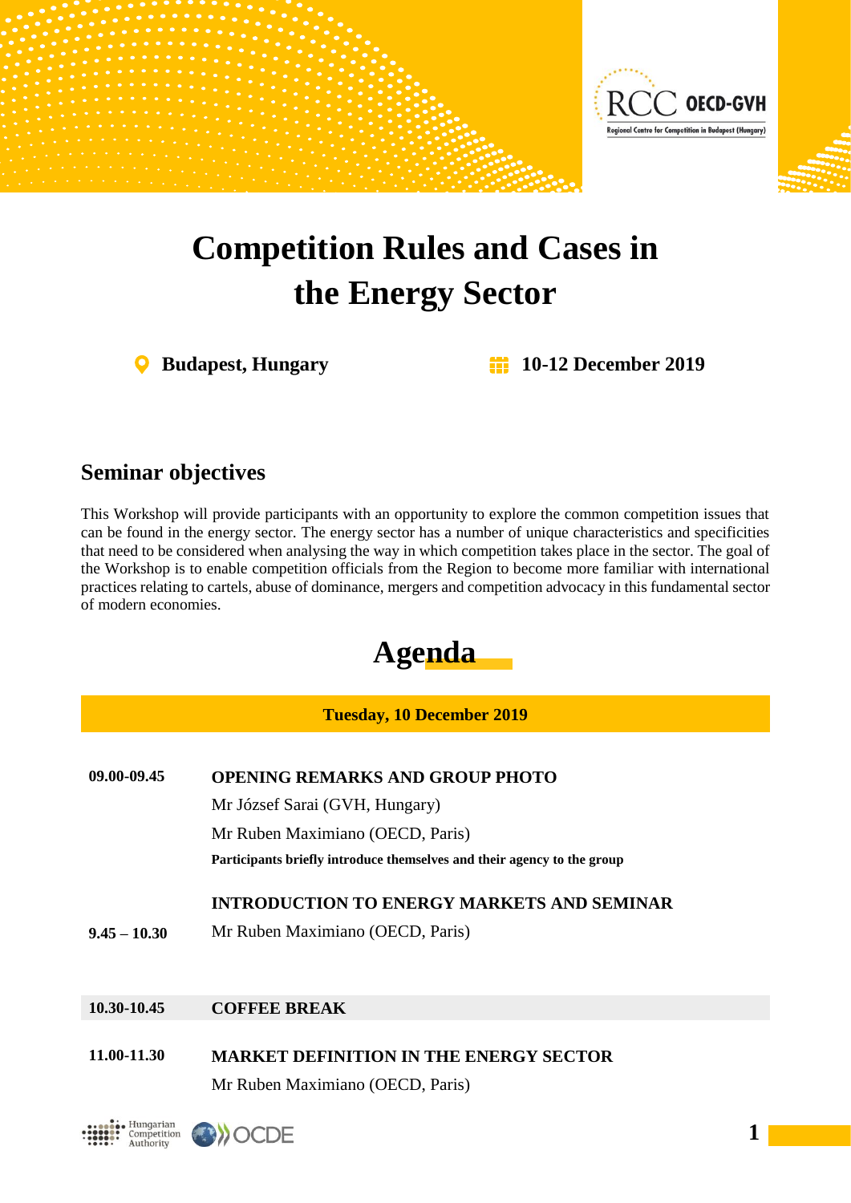# Competition Rules and Cases in the Energy Sector

**Budapest, Hungary** **10-12 December 2019**

## Seminar objectives

This Workshop will provide participants with an opportunity to explore the common competition issues that can be found in the energy sector. The energy sector has a number of unique characteristics and specificities that need to be considered when analysing the way in which competition takes place in the sector. The goal of the Workshop is to enable competition officials from the Region to become more familiar with international practices relating to cartels, abuse of dominance, mergers and competition advocacy in this fundamental sector of modern economies.

# Agenda

**Tuesday, 10 December 2019**

**09.00-09.45** **OPENING REMARKS AND GROUP PHOTO**

Mr József Sarai (GVH, Hungary)

Mr Ruben Maximiano (OECD, Paris)

**Participants briefly introduce themselves and their agency to the group**

**9.45 – 10.30** **INTRODUCTION TO ENERGY MARKETS AND SEMINAR**

Mr Ruben Maximiano (OECD, Paris)

**10.30-10.45** **COFFEE BREAK**

**11.00-11.30** **MARKET DEFINITION IN THE ENERGY SECTOR**

Mr Ruben Maximiano (OECD, Paris)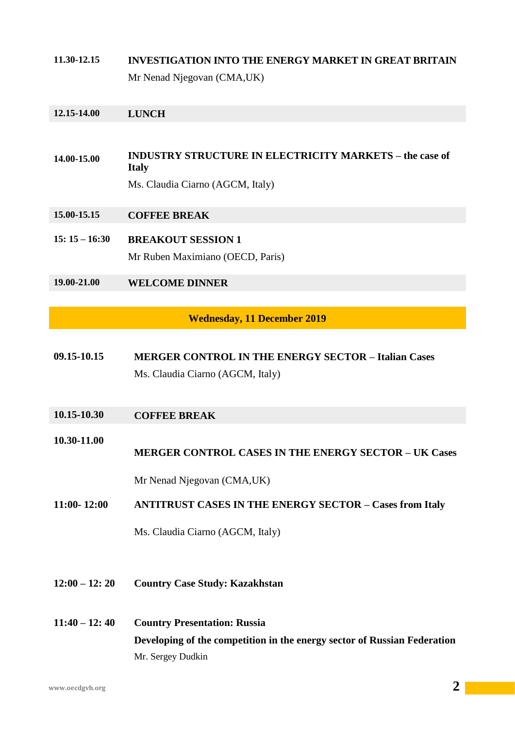| | |
|---|---|
| **11.30-12.15** | **INVESTIGATION INTO THE ENERGY MARKET IN GREAT BRITAIN**<br>Mr Nenad Njegovan (CMA,UK) |
| **12.15-14.00** | **LUNCH** |
| **14.00-15.00** | **INDUSTRY STRUCTURE IN ELECTRICITY MARKETS – the case of Italy**<br>Ms. Claudia Ciarno (AGCM, Italy) |
| **15.00-15.15** | **COFFEE BREAK** |
| **15: 15 – 16:30** | **BREAKOUT SESSION 1**<br>Mr Ruben Maximiano (OECD, Paris) |
| **19.00-21.00** | **WELCOME DINNER** |

## Wednesday, 11 December 2019

| | |
|---|---|
| **09.15-10.15** | **MERGER CONTROL IN THE ENERGY SECTOR – Italian Cases**<br>Ms. Claudia Ciarno (AGCM, Italy) |
| **10.15-10.30** | **COFFEE BREAK** |
| **10.30-11.00** | **MERGER CONTROL CASES IN THE ENERGY SECTOR – UK Cases**<br>Mr Nenad Njegovan (CMA,UK) |
| **11:00- 12:00** | **ANTITRUST CASES IN THE ENERGY SECTOR – Cases from Italy**<br>Ms. Claudia Ciarno (AGCM, Italy) |
| **12:00 – 12: 20** | **Country Case Study: Kazakhstan** |
| **11:40 – 12: 40** | **Country Presentation: Russia**<br>**Developing of the competition in the energy sector of Russian Federation**<br>Mr. Sergey Dudkin |

www.oecdgvh.org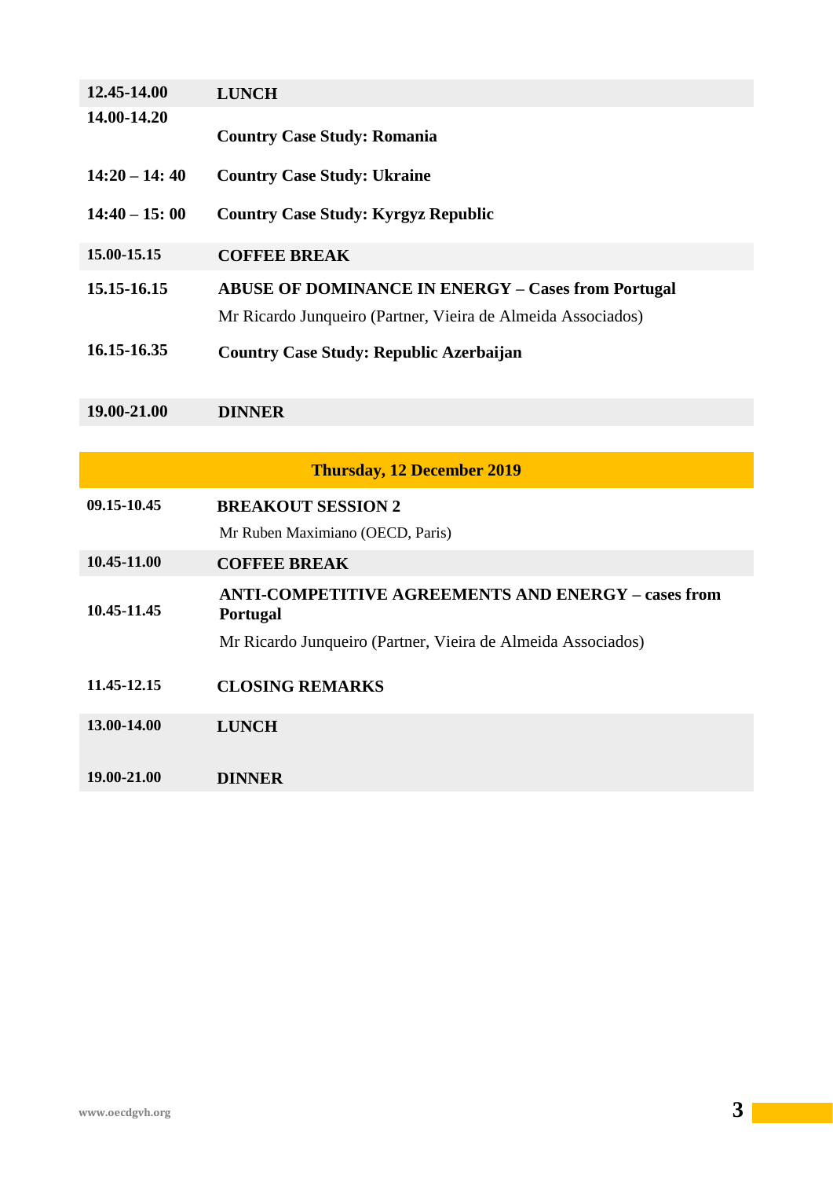| | |
|---|---|
| **12.45-14.00** | **LUNCH** |
| **14.00-14.20** | **Country Case Study: Romania** |
| **14:20 – 14: 40** | **Country Case Study: Ukraine** |
| **14:40 – 15: 00** | **Country Case Study: Kyrgyz Republic** |
| **15.00-15.15** | **COFFEE BREAK** |
| **15.15-16.15** | **ABUSE OF DOMINANCE IN ENERGY – Cases from Portugal**<br>Mr Ricardo Junqueiro (Partner, Vieira de Almeida Associados) |
| **16.15-16.35** | **Country Case Study: Republic Azerbaijan** |
| **19.00-21.00** | **DINNER** |

## Thursday, 12 December 2019

| | |
|---|---|
| **09.15-10.45** | **BREAKOUT SESSION 2**<br>Mr Ruben Maximiano (OECD, Paris) |
| **10.45-11.00** | **COFFEE BREAK** |
| **10.45-11.45** | **ANTI-COMPETITIVE AGREEMENTS AND ENERGY – cases from Portugal**<br>Mr Ricardo Junqueiro (Partner, Vieira de Almeida Associados) |
| **11.45-12.15** | **CLOSING REMARKS** |
| **13.00-14.00** | **LUNCH** |
| **19.00-21.00** | **DINNER** |

www.oecdgvh.org